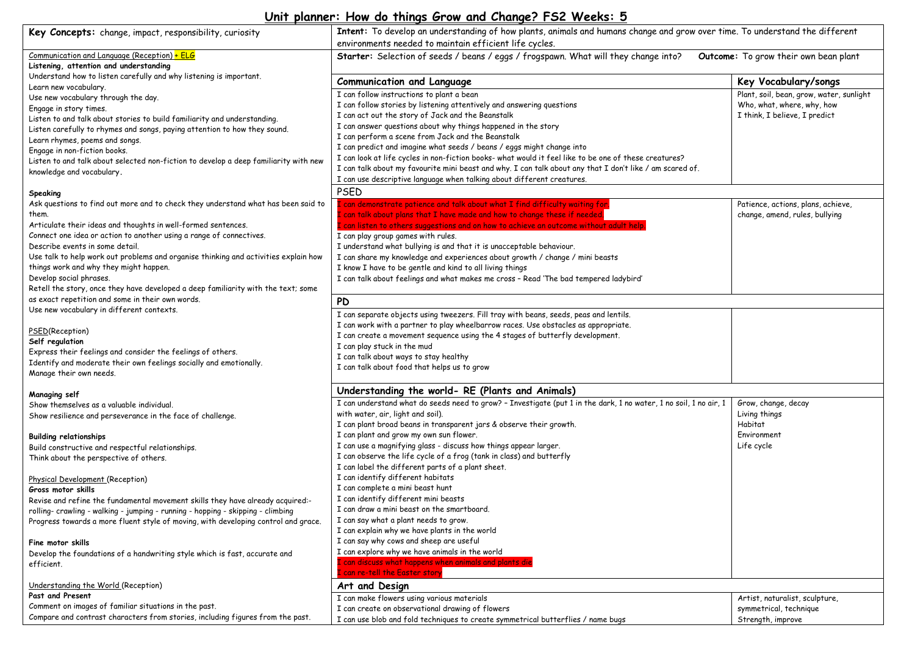# Unit planner: How do things Grow and Change? FS2 Weeks: 5

**Key Concepts:** change, impact, responsibility, curiosity

**Intent:** To develop an understanding of how plants, animals and humans change and grow over time. To understand the different environments needed to maintain efficient life cycles.

**Starter:** Selection of seeds / beans / eggs / frogspawn. What will they change into?

**Outcome:** To grow their own bean plant

Communication and Language (Reception) + ELG

**Listening, attention and understanding**

Understand how to listen carefully and why listening is important.
Learn new vocabulary.
Use new vocabulary through the day.
Engage in story times.
Listen to and talk about stories to build familiarity and understanding.
Listen carefully to rhymes and songs, paying attention to how they sound.
Learn rhymes, poems and songs.
Engage in non-fiction books.
Listen to and talk about selected non-fiction to develop a deep familiarity with new knowledge and vocabulary.

**Speaking**

Ask questions to find out more and to check they understand what has been said to them.
Articulate their ideas and thoughts in well-formed sentences.
Connect one idea or action to another using a range of connectives.
Describe events in some detail.
Use talk to help work out problems and organise thinking and activities explain how things work and why they might happen.
Develop social phrases.
Retell the story, once they have developed a deep familiarity with the text; some as exact repetition and some in their own words.
Use new vocabulary in different contexts.

PSED(Reception)

**Self regulation**

Express their feelings and consider the feelings of others.
Identify and moderate their own feelings socially and emotionally.
Manage their own needs.

**Managing self**

Show themselves as a valuable individual.
Show resilience and perseverance in the face of challenge.

**Building relationships**

Build constructive and respectful relationships.
Think about the perspective of others.

Physical Development (Reception)

**Gross motor skills**

Revise and refine the fundamental movement skills they have already acquired:- rolling- crawling - walking - jumping - running - hopping - skipping - climbing
Progress towards a more fluent style of moving, with developing control and grace.

**Fine motor skills**

Develop the foundations of a handwriting style which is fast, accurate and efficient.

Understanding the World (Reception)

**Past and Present**

Comment on images of familiar situations in the past.
Compare and contrast characters from stories, including figures from the past.

| Communication and Language | Key Vocabulary/songs |
|---|---|
| I can follow instructions to plant a bean<br>I can follow stories by listening attentively and answering questions<br>I can act out the story of Jack and the Beanstalk<br>I can answer questions about why things happened in the story<br>I can perform a scene from Jack and the Beanstalk<br>I can predict and imagine what seeds / beans / eggs might change into<br>I can look at life cycles in non-fiction books- what would it feel like to be one of these creatures?<br>I can talk about my favourite mini beast and why. I can talk about any that I don't like / am scared of.<br>I can use descriptive language when talking about different creatures. | Plant, soil, bean, grow, water, sunlight<br>Who, what, where, why, how<br>I think, I believe, I predict |
| **PSED** | |
| I can demonstrate patience and talk about what I find difficulty waiting for<br>I can talk about plans that I have made and how to change these if needed<br>I can listen to others suggestions and on how to achieve an outcome without adult help.<br>I can play group games with rules.<br>I understand what bullying is and that it is unacceptable behaviour.<br>I can share my knowledge and experiences about growth / change / mini beasts<br>I know I have to be gentle and kind to all living things<br>I can talk about feelings and what makes me cross – Read 'The bad tempered ladybird' | Patience, actions, plans, achieve, change, amend, rules, bullying |
| **PD** | |
| I can separate objects using tweezers. Fill tray with beans, seeds, peas and lentils.<br>I can work with a partner to play wheelbarrow races. Use obstacles as appropriate.<br>I can create a movement sequence using the 4 stages of butterfly development.<br>I can play stuck in the mud<br>I can talk about ways to stay healthy<br>I can talk about food that helps us to grow | |
| **Understanding the world- RE (Plants and Animals)** | |
| I can understand what do seeds need to grow? – Investigate (put 1 in the dark, 1 no water, 1 no soil, 1 no air, 1 with water, air, light and soil).<br>I can plant broad beans in transparent jars & observe their growth.<br>I can plant and grow my own sun flower.<br>I can use a magnifying glass - discuss how things appear larger.<br>I can observe the life cycle of a frog (tank in class) and butterfly<br>I can label the different parts of a plant sheet.<br>I can identify different habitats<br>I can complete a mini beast hunt<br>I can identify different mini beasts<br>I can draw a mini beast on the smartboard.<br>I can say what a plant needs to grow.<br>I can explain why we have plants in the world<br>I can say why cows and sheep are useful<br>I can explore why we have animals in the world<br>I can discuss what happens when animals and plants die<br>I can re-tell the Easter story | Grow, change, decay<br>Living things<br>Habitat<br>Environment<br>Life cycle |
| **Art and Design** | |
| I can make flowers using various materials<br>I can create on observational drawing of flowers<br>I can use blob and fold techniques to create symmetrical butterflies / name bugs | Artist, naturalist, sculpture, symmetrical, technique<br>Strength, improve |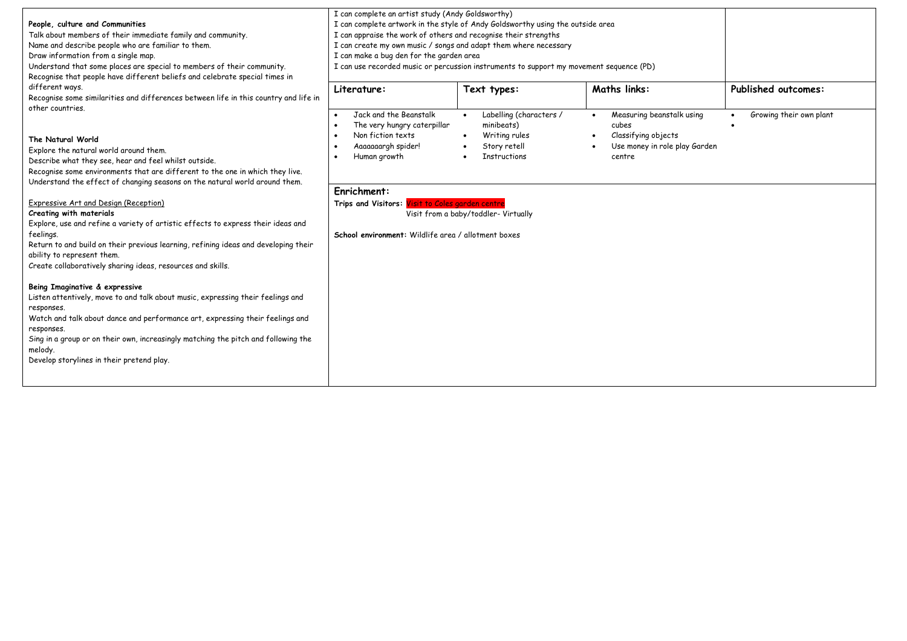**People, culture and Communities**
Talk about members of their immediate family and community.
Name and describe people who are familiar to them.
Draw information from a single map.
Understand that some places are special to members of their community.
Recognise that people have different beliefs and celebrate special times in different ways.
Recognise some similarities and differences between life in this country and life in other countries.

**The Natural World**
Explore the natural world around them.
Describe what they see, hear and feel whilst outside.
Recognise some environments that are different to the one in which they live.
Understand the effect of changing seasons on the natural world around them.

Expressive Art and Design (Reception)
**Creating with materials**
Explore, use and refine a variety of artistic effects to express their ideas and feelings.
Return to and build on their previous learning, refining ideas and developing their ability to represent them.
Create collaboratively sharing ideas, resources and skills.

**Being Imaginative & expressive**
Listen attentively, move to and talk about music, expressing their feelings and responses.
Watch and talk about dance and performance art, expressing their feelings and responses.
Sing in a group or on their own, increasingly matching the pitch and following the melody.
Develop storylines in their pretend play.

I can complete an artist study (Andy Goldsworthy)
I can complete artwork in the style of Andy Goldsworthy using the outside area
I can appraise the work of others and recognise their strengths
I can create my own music / songs and adapt them where necessary
I can make a bug den for the garden area
I can use recorded music or percussion instruments to support my movement sequence (PD)

| Literature: | Text types: | Maths links: | Published outcomes: |
| --- | --- | --- | --- |
| • Jack and the Beanstalk<br>• The very hungry caterpillar<br>• Non fiction texts<br>• Aaaaaaargh spider!<br>• Human growth | • Labelling (characters / minibeats)<br>• Writing rules<br>• Story retell<br>• Instructions | • Measuring beanstalk using cubes<br>• Classifying objects<br>• Use money in role play Garden centre | • Growing their own plant<br>• |

## Enrichment:

**Trips and Visitors:** Visit to Coles garden centre
Visit from a baby/toddler- Virtually

**School environment:** Wildlife area / allotment boxes